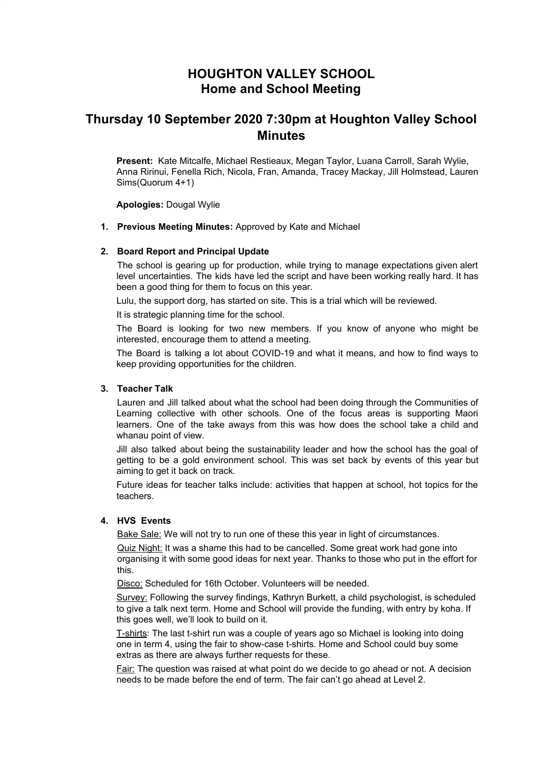# HOUGHTON VALLEY SCHOOL
# Home and School Meeting

## Thursday 10 September 2020 7:30pm at Houghton Valley School Minutes

**Present:** Kate Mitcalfe, Michael Restieaux, Megan Taylor, Luana Carroll, Sarah Wylie, Anna Ririnui, Fenella Rich, Nicola, Fran, Amanda, Tracey Mackay, Jill Holmstead, Lauren Sims(Quorum 4+1)

**Apologies:** Dougal Wylie

1. **Previous Meeting Minutes:** Approved by Kate and Michael

2. **Board Report and Principal Update**

   The school is gearing up for production, while trying to manage expectations given alert level uncertainties. The kids have led the script and have been working really hard. It has been a good thing for them to focus on this year.

   Lulu, the support dorg, has started on site. This is a trial which will be reviewed.

   It is strategic planning time for the school.

   The Board is looking for two new members. If you know of anyone who might be interested, encourage them to attend a meeting.

   The Board is talking a lot about COVID-19 and what it means, and how to find ways to keep providing opportunities for the children.

3. **Teacher Talk**

   Lauren and Jill talked about what the school had been doing through the Communities of Learning collective with other schools. One of the focus areas is supporting Maori learners. One of the take aways from this was how does the school take a child and whanau point of view.

   Jill also talked about being the sustainability leader and how the school has the goal of getting to be a gold environment school. This was set back by events of this year but aiming to get it back on track.

   Future ideas for teacher talks include: activities that happen at school, hot topics for the teachers.

4. **HVS Events**

   Bake Sale: We will not try to run one of these this year in light of circumstances.

   Quiz Night: It was a shame this had to be cancelled. Some great work had gone into organising it with some good ideas for next year. Thanks to those who put in the effort for this.

   Disco: Scheduled for 16th October. Volunteers will be needed.

   Survey: Following the survey findings, Kathryn Burkett, a child psychologist, is scheduled to give a talk next term. Home and School will provide the funding, with entry by koha. If this goes well, we'll look to build on it.

   T-shirts: The last t-shirt run was a couple of years ago so Michael is looking into doing one in term 4, using the fair to show-case t-shirts. Home and School could buy some extras as there are always further requests for these.

   Fair: The question was raised at what point do we decide to go ahead or not. A decision needs to be made before the end of term. The fair can't go ahead at Level 2.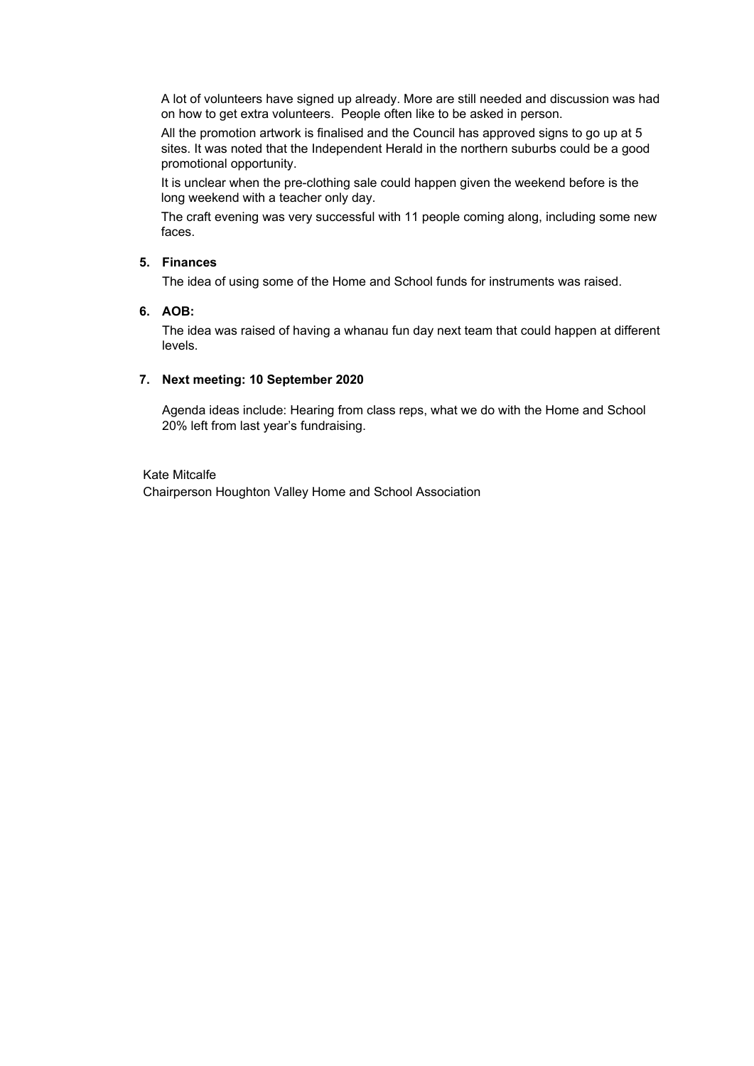A lot of volunteers have signed up already. More are still needed and discussion was had on how to get extra volunteers. People often like to be asked in person.

All the promotion artwork is finalised and the Council has approved signs to go up at 5 sites. It was noted that the Independent Herald in the northern suburbs could be a good promotional opportunity.

It is unclear when the pre-clothing sale could happen given the weekend before is the long weekend with a teacher only day.

The craft evening was very successful with 11 people coming along, including some new faces.

**5. Finances**

The idea of using some of the Home and School funds for instruments was raised.

**6. AOB:**

The idea was raised of having a whanau fun day next team that could happen at different levels.

**7. Next meeting: 10 September 2020**

Agenda ideas include: Hearing from class reps, what we do with the Home and School 20% left from last year's fundraising.

Kate Mitcalfe
Chairperson Houghton Valley Home and School Association